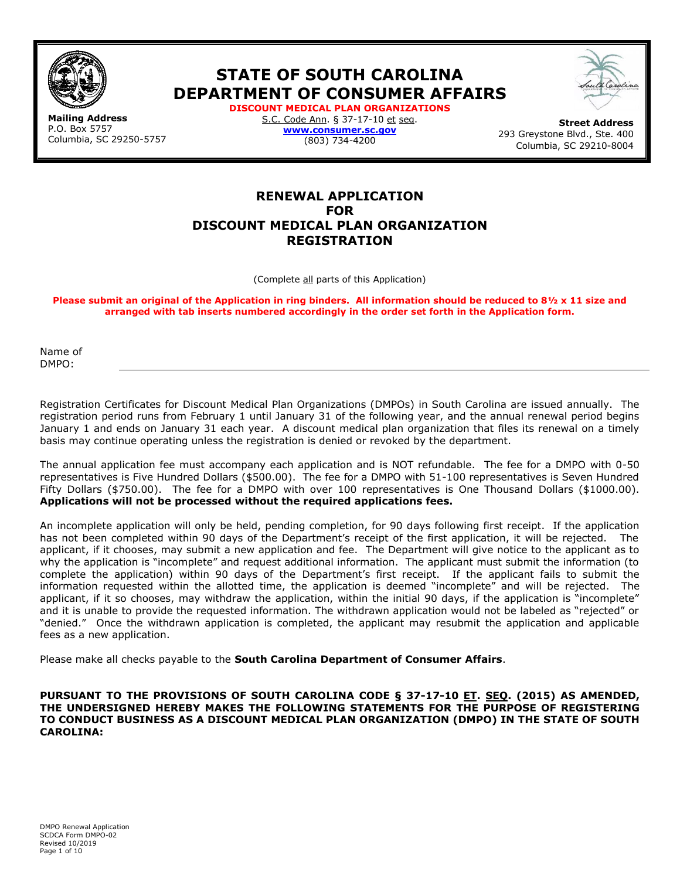# STATE OF SOUTH CAROLINA
# DEPARTMENT OF CONSUMER AFFAIRS

**DISCOUNT MEDICAL PLAN ORGANIZATIONS**
S.C. Code Ann. § 37-17-10 et seq.
**www.consumer.sc.gov**
(803) 734-4200

**Mailing Address**
P.O. Box 5757
Columbia, SC 29250-5757

**Street Address**
293 Greystone Blvd., Ste. 400
Columbia, SC 29210-8004

## RENEWAL APPLICATION FOR DISCOUNT MEDICAL PLAN ORGANIZATION REGISTRATION

(Complete all parts of this Application)

**Please submit an original of the Application in ring binders. All information should be reduced to 8½ x 11 size and arranged with tab inserts numbered accordingly in the order set forth in the Application form.**

Name of DMPO: ______________________________

Registration Certificates for Discount Medical Plan Organizations (DMPOs) in South Carolina are issued annually. The registration period runs from February 1 until January 31 of the following year, and the annual renewal period begins January 1 and ends on January 31 each year. A discount medical plan organization that files its renewal on a timely basis may continue operating unless the registration is denied or revoked by the department.

The annual application fee must accompany each application and is NOT refundable. The fee for a DMPO with 0-50 representatives is Five Hundred Dollars ($500.00). The fee for a DMPO with 51-100 representatives is Seven Hundred Fifty Dollars ($750.00). The fee for a DMPO with over 100 representatives is One Thousand Dollars ($1000.00). **Applications will not be processed without the required applications fees.**

An incomplete application will only be held, pending completion, for 90 days following first receipt. If the application has not been completed within 90 days of the Department's receipt of the first application, it will be rejected. The applicant, if it chooses, may submit a new application and fee. The Department will give notice to the applicant as to why the application is "incomplete" and request additional information. The applicant must submit the information (to complete the application) within 90 days of the Department's first receipt. If the applicant fails to submit the information requested within the allotted time, the application is deemed "incomplete" and will be rejected. The applicant, if it so chooses, may withdraw the application, within the initial 90 days, if the application is "incomplete" and it is unable to provide the requested information. The withdrawn application would not be labeled as "rejected" or "denied." Once the withdrawn application is completed, the applicant may resubmit the application and applicable fees as a new application.

Please make all checks payable to the **South Carolina Department of Consumer Affairs**.

**PURSUANT TO THE PROVISIONS OF SOUTH CAROLINA CODE § 37-17-10 ET. SEQ. (2015) AS AMENDED, THE UNDERSIGNED HEREBY MAKES THE FOLLOWING STATEMENTS FOR THE PURPOSE OF REGISTERING TO CONDUCT BUSINESS AS A DISCOUNT MEDICAL PLAN ORGANIZATION (DMPO) IN THE STATE OF SOUTH CAROLINA:**

DMPO Renewal Application
SCDCA Form DMPO-02
Revised 10/2019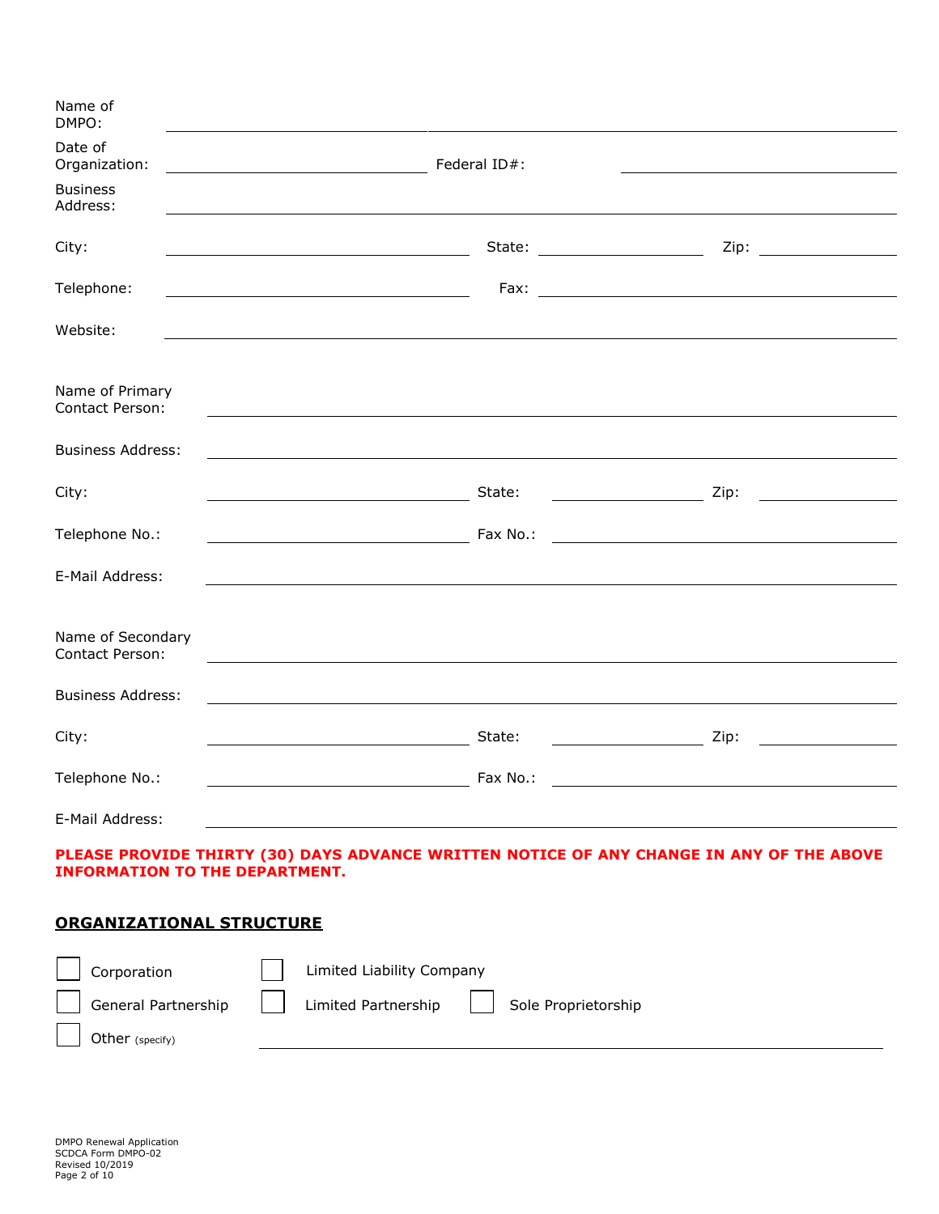Name of DMPO: \_\_\_\_\_\_\_\_\_\_\_\_\_\_\_\_\_\_\_\_\_\_\_\_\_\_\_\_\_\_\_\_\_\_\_\_\_\_\_\_

Date of Organization: \_\_\_\_\_\_\_\_\_\_\_\_\_\_\_\_\_\_\_\_ Federal ID#: \_\_\_\_\_\_\_\_\_\_\_\_\_\_\_\_\_\_\_\_

Business Address: \_\_\_\_\_\_\_\_\_\_\_\_\_\_\_\_\_\_\_\_\_\_\_\_\_\_\_\_\_\_\_\_\_\_\_\_\_\_\_\_

City: \_\_\_\_\_\_\_\_\_\_\_\_\_\_\_\_\_\_\_\_ State: \_\_\_\_\_\_\_\_\_\_ Zip: \_\_\_\_\_\_\_\_\_\_

Telephone: \_\_\_\_\_\_\_\_\_\_\_\_\_\_\_\_\_\_\_\_ Fax: \_\_\_\_\_\_\_\_\_\_\_\_\_\_\_\_\_\_\_\_

Website: \_\_\_\_\_\_\_\_\_\_\_\_\_\_\_\_\_\_\_\_\_\_\_\_\_\_\_\_\_\_\_\_\_\_\_\_\_\_\_\_

Name of Primary Contact Person: \_\_\_\_\_\_\_\_\_\_\_\_\_\_\_\_\_\_\_\_\_\_\_\_\_\_\_\_\_\_\_\_\_\_\_\_\_\_\_\_

Business Address: \_\_\_\_\_\_\_\_\_\_\_\_\_\_\_\_\_\_\_\_\_\_\_\_\_\_\_\_\_\_\_\_\_\_\_\_\_\_\_\_

City: \_\_\_\_\_\_\_\_\_\_\_\_\_\_\_\_\_\_\_\_ State: \_\_\_\_\_\_\_\_\_\_ Zip: \_\_\_\_\_\_\_\_\_\_

Telephone No.: \_\_\_\_\_\_\_\_\_\_\_\_\_\_\_\_\_\_\_\_ Fax No.: \_\_\_\_\_\_\_\_\_\_\_\_\_\_\_\_\_\_\_\_

E-Mail Address: \_\_\_\_\_\_\_\_\_\_\_\_\_\_\_\_\_\_\_\_\_\_\_\_\_\_\_\_\_\_\_\_\_\_\_\_\_\_\_\_

Name of Secondary Contact Person: \_\_\_\_\_\_\_\_\_\_\_\_\_\_\_\_\_\_\_\_\_\_\_\_\_\_\_\_\_\_\_\_\_\_\_\_\_\_\_\_

Business Address: \_\_\_\_\_\_\_\_\_\_\_\_\_\_\_\_\_\_\_\_\_\_\_\_\_\_\_\_\_\_\_\_\_\_\_\_\_\_\_\_

City: \_\_\_\_\_\_\_\_\_\_\_\_\_\_\_\_\_\_\_\_ State: \_\_\_\_\_\_\_\_\_\_ Zip: \_\_\_\_\_\_\_\_\_\_

Telephone No.: \_\_\_\_\_\_\_\_\_\_\_\_\_\_\_\_\_\_\_\_ Fax No.: \_\_\_\_\_\_\_\_\_\_\_\_\_\_\_\_\_\_\_\_

E-Mail Address: \_\_\_\_\_\_\_\_\_\_\_\_\_\_\_\_\_\_\_\_\_\_\_\_\_\_\_\_\_\_\_\_\_\_\_\_\_\_\_\_

**PLEASE PROVIDE THIRTY (30) DAYS ADVANCE WRITTEN NOTICE OF ANY CHANGE IN ANY OF THE ABOVE INFORMATION TO THE DEPARTMENT.**

## ORGANIZATIONAL STRUCTURE

☐ Corporation ☐ Limited Liability Company

☐ General Partnership ☐ Limited Partnership ☐ Sole Proprietorship

☐ Other (specify) \_\_\_\_\_\_\_\_\_\_\_\_\_\_\_\_\_\_\_\_\_\_\_\_\_\_\_\_\_\_\_\_\_\_\_\_\_\_\_\_

DMPO Renewal Application
SCDCA Form DMPO-02
Revised 10/2019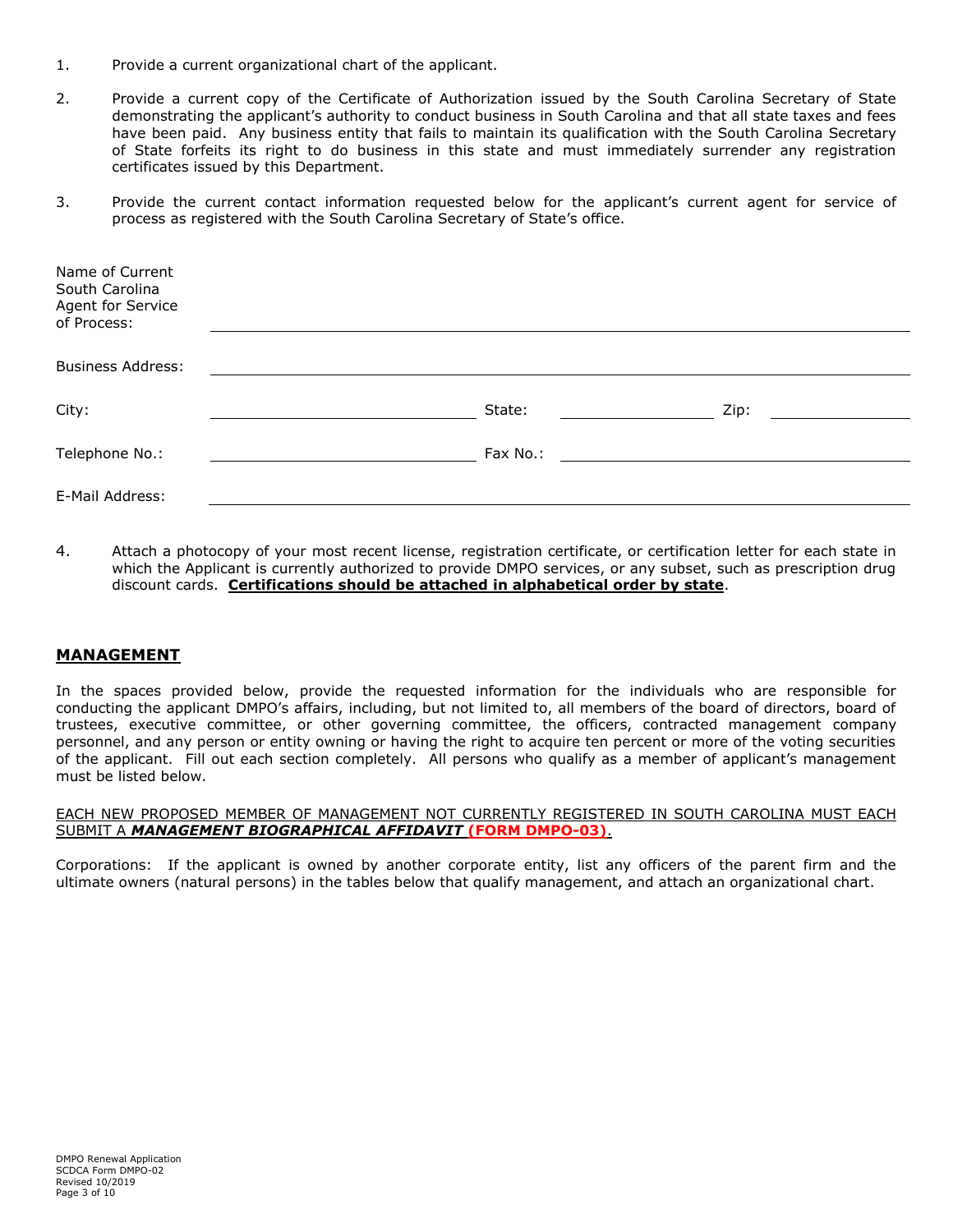1. Provide a current organizational chart of the applicant.

2. Provide a current copy of the Certificate of Authorization issued by the South Carolina Secretary of State demonstrating the applicant's authority to conduct business in South Carolina and that all state taxes and fees have been paid. Any business entity that fails to maintain its qualification with the South Carolina Secretary of State forfeits its right to do business in this state and must immediately surrender any registration certificates issued by this Department.

3. Provide the current contact information requested below for the applicant's current agent for service of process as registered with the South Carolina Secretary of State's office.

| | | | | | |
|---|---|---|---|---|---|
| Name of Current South Carolina Agent for Service of Process: | | | | | |
| Business Address: | | | | | |
| City: | | State: | | Zip: | |
| Telephone No.: | | Fax No.: | | | |
| E-Mail Address: | | | | | |

4. Attach a photocopy of your most recent license, registration certificate, or certification letter for each state in which the Applicant is currently authorized to provide DMPO services, or any subset, such as prescription drug discount cards. **Certifications should be attached in alphabetical order by state**.

## MANAGEMENT

In the spaces provided below, provide the requested information for the individuals who are responsible for conducting the applicant DMPO's affairs, including, but not limited to, all members of the board of directors, board of trustees, executive committee, or other governing committee, the officers, contracted management company personnel, and any person or entity owning or having the right to acquire ten percent or more of the voting securities of the applicant. Fill out each section completely. All persons who qualify as a member of applicant's management must be listed below.

EACH NEW PROPOSED MEMBER OF MANAGEMENT NOT CURRENTLY REGISTERED IN SOUTH CAROLINA MUST EACH SUBMIT A ***MANAGEMENT BIOGRAPHICAL AFFIDAVIT*** **(FORM DMPO-03)**.

Corporations: If the applicant is owned by another corporate entity, list any officers of the parent firm and the ultimate owners (natural persons) in the tables below that qualify management, and attach an organizational chart.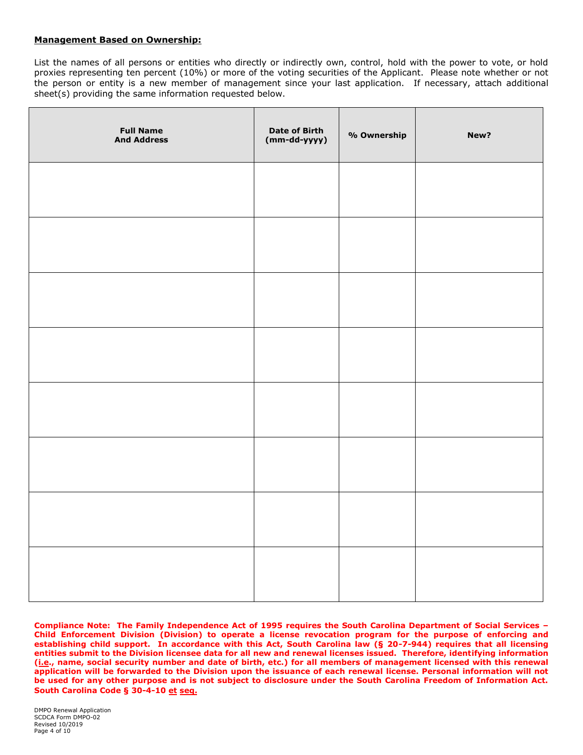**Management Based on Ownership:**

List the names of all persons or entities who directly or indirectly own, control, hold with the power to vote, or hold proxies representing ten percent (10%) or more of the voting securities of the Applicant. Please note whether or not the person or entity is a new member of management since your last application. If necessary, attach additional sheet(s) providing the same information requested below.

| Full Name And Address | Date of Birth (mm-dd-yyyy) | % Ownership | New? |
|---|---|---|---|
| | | | |
| | | | |
| | | | |
| | | | |
| | | | |
| | | | |
| | | | |
| | | | |

**Compliance Note: The Family Independence Act of 1995 requires the South Carolina Department of Social Services – Child Enforcement Division (Division) to operate a license revocation program for the purpose of enforcing and establishing child support. In accordance with this Act, South Carolina law (§ 20-7-944) requires that all licensing entities submit to the Division licensee data for all new and renewal licenses issued. Therefore, identifying information (i.e., name, social security number and date of birth, etc.) for all members of management licensed with this renewal application will be forwarded to the Division upon the issuance of each renewal license. Personal information will not be used for any other purpose and is not subject to disclosure under the South Carolina Freedom of Information Act. South Carolina Code § 30-4-10 et seq.**

DMPO Renewal Application
SCDCA Form DMPO-02
Revised 10/2019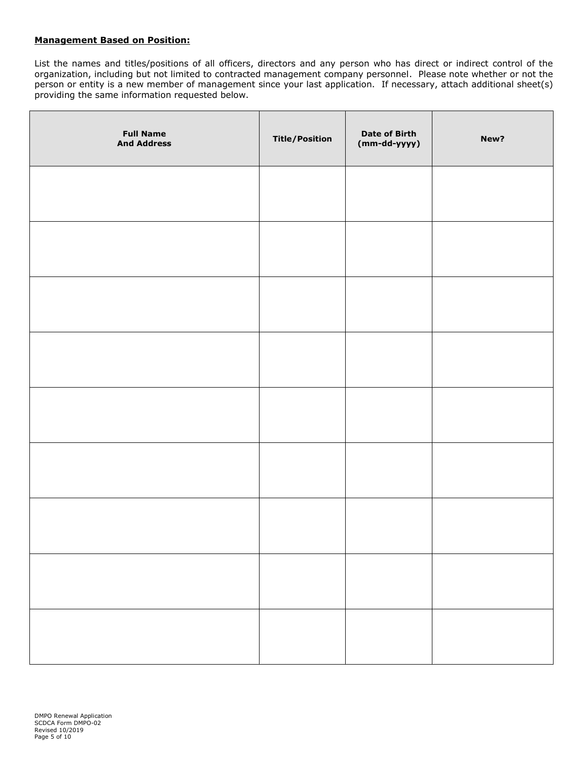**Management Based on Position:**

List the names and titles/positions of all officers, directors and any person who has direct or indirect control of the organization, including but not limited to contracted management company personnel. Please note whether or not the person or entity is a new member of management since your last application. If necessary, attach additional sheet(s) providing the same information requested below.

| Full Name And Address | Title/Position | Date of Birth (mm-dd-yyyy) | New? |
|---|---|---|---|
| | | | |
| | | | |
| | | | |
| | | | |
| | | | |
| | | | |
| | | | |
| | | | |
| | | | |

DMPO Renewal Application
SCDCA Form DMPO-02
Revised 10/2019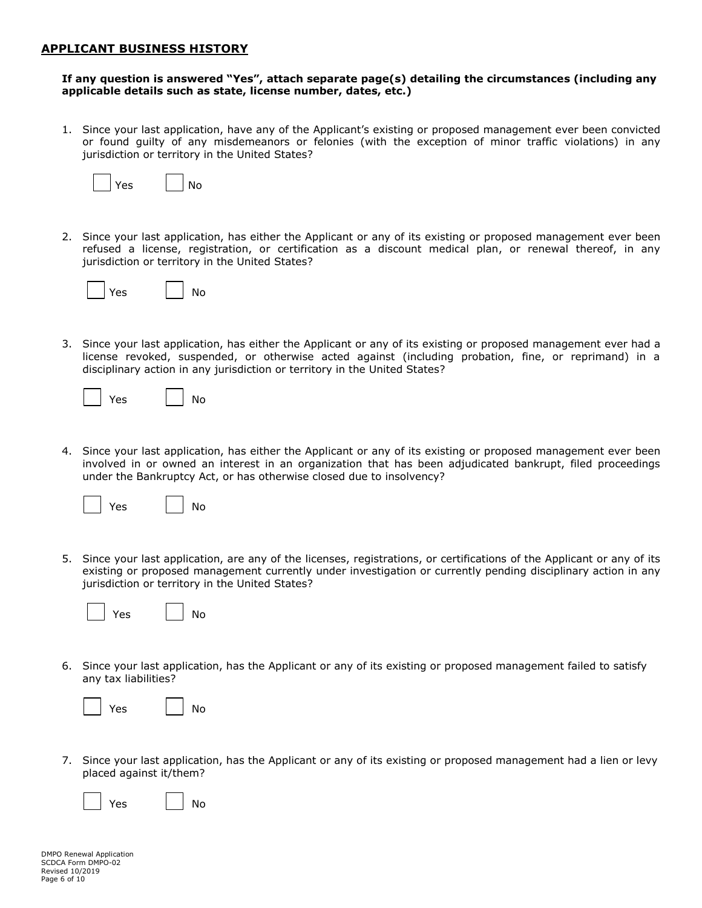## APPLICANT BUSINESS HISTORY

**If any question is answered "Yes", attach separate page(s) detailing the circumstances (including any applicable details such as state, license number, dates, etc.)**

1. Since your last application, have any of the Applicant's existing or proposed management ever been convicted or found guilty of any misdemeanors or felonies (with the exception of minor traffic violations) in any jurisdiction or territory in the United States?

   ☐ Yes ☐ No

2. Since your last application, has either the Applicant or any of its existing or proposed management ever been refused a license, registration, or certification as a discount medical plan, or renewal thereof, in any jurisdiction or territory in the United States?

   ☐ Yes ☐ No

3. Since your last application, has either the Applicant or any of its existing or proposed management ever had a license revoked, suspended, or otherwise acted against (including probation, fine, or reprimand) in a disciplinary action in any jurisdiction or territory in the United States?

   ☐ Yes ☐ No

4. Since your last application, has either the Applicant or any of its existing or proposed management ever been involved in or owned an interest in an organization that has been adjudicated bankrupt, filed proceedings under the Bankruptcy Act, or has otherwise closed due to insolvency?

   ☐ Yes ☐ No

5. Since your last application, are any of the licenses, registrations, or certifications of the Applicant or any of its existing or proposed management currently under investigation or currently pending disciplinary action in any jurisdiction or territory in the United States?

   ☐ Yes ☐ No

6. Since your last application, has the Applicant or any of its existing or proposed management failed to satisfy any tax liabilities?

   ☐ Yes ☐ No

7. Since your last application, has the Applicant or any of its existing or proposed management had a lien or levy placed against it/them?

   ☐ Yes ☐ No

DMPO Renewal Application
SCDCA Form DMPO-02
Revised 10/2019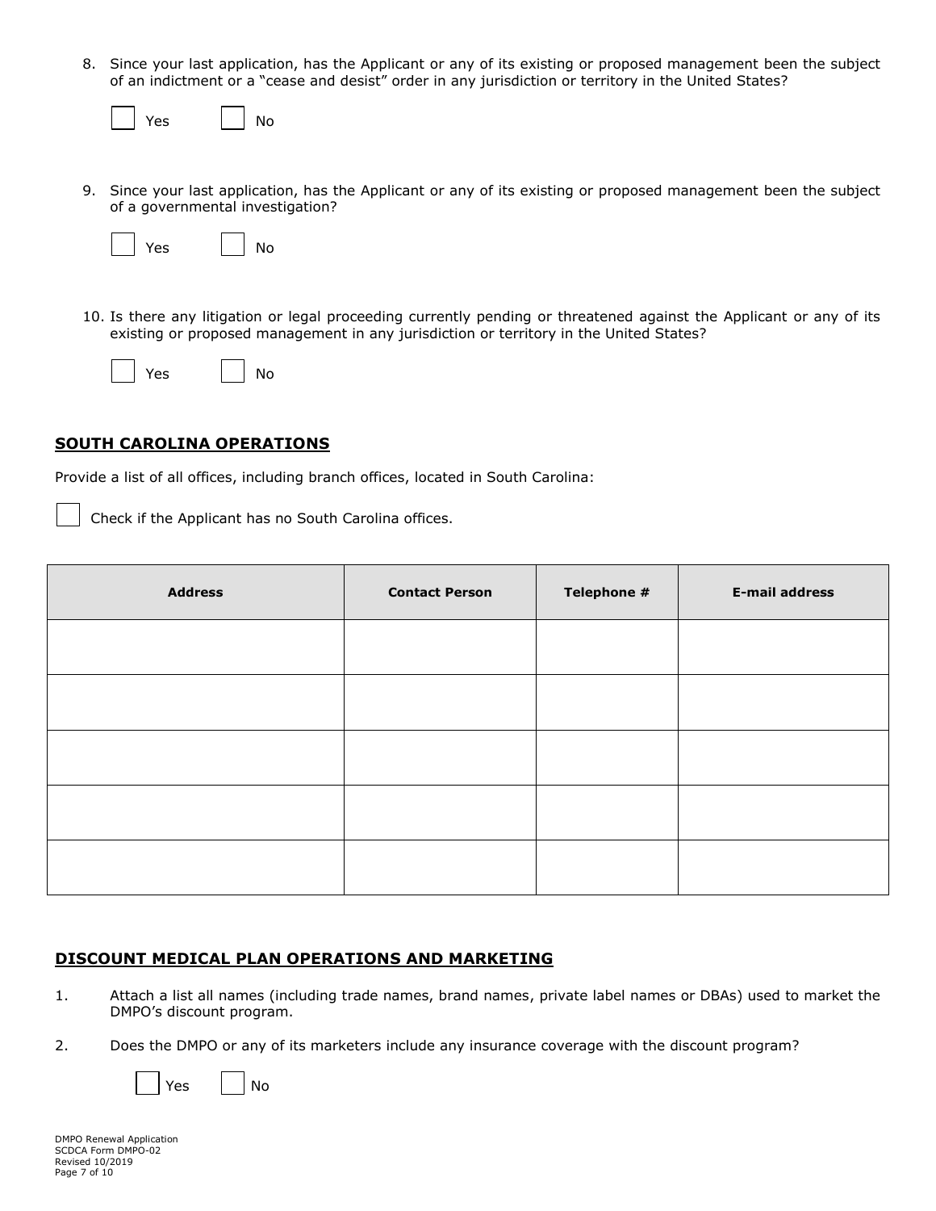8. Since your last application, has the Applicant or any of its existing or proposed management been the subject of an indictment or a "cease and desist" order in any jurisdiction or territory in the United States?

☐ Yes ☐ No

9. Since your last application, has the Applicant or any of its existing or proposed management been the subject of a governmental investigation?

☐ Yes ☐ No

10. Is there any litigation or legal proceeding currently pending or threatened against the Applicant or any of its existing or proposed management in any jurisdiction or territory in the United States?

☐ Yes ☐ No

## SOUTH CAROLINA OPERATIONS

Provide a list of all offices, including branch offices, located in South Carolina:

☐ Check if the Applicant has no South Carolina offices.

| Address | Contact Person | Telephone # | E-mail address |
|---|---|---|---|
| | | | |
| | | | |
| | | | |
| | | | |
| | | | |

## DISCOUNT MEDICAL PLAN OPERATIONS AND MARKETING

1. Attach a list all names (including trade names, brand names, private label names or DBAs) used to market the DMPO's discount program.

2. Does the DMPO or any of its marketers include any insurance coverage with the discount program?

☐ Yes ☐ No

DMPO Renewal Application
SCDCA Form DMPO-02
Revised 10/2019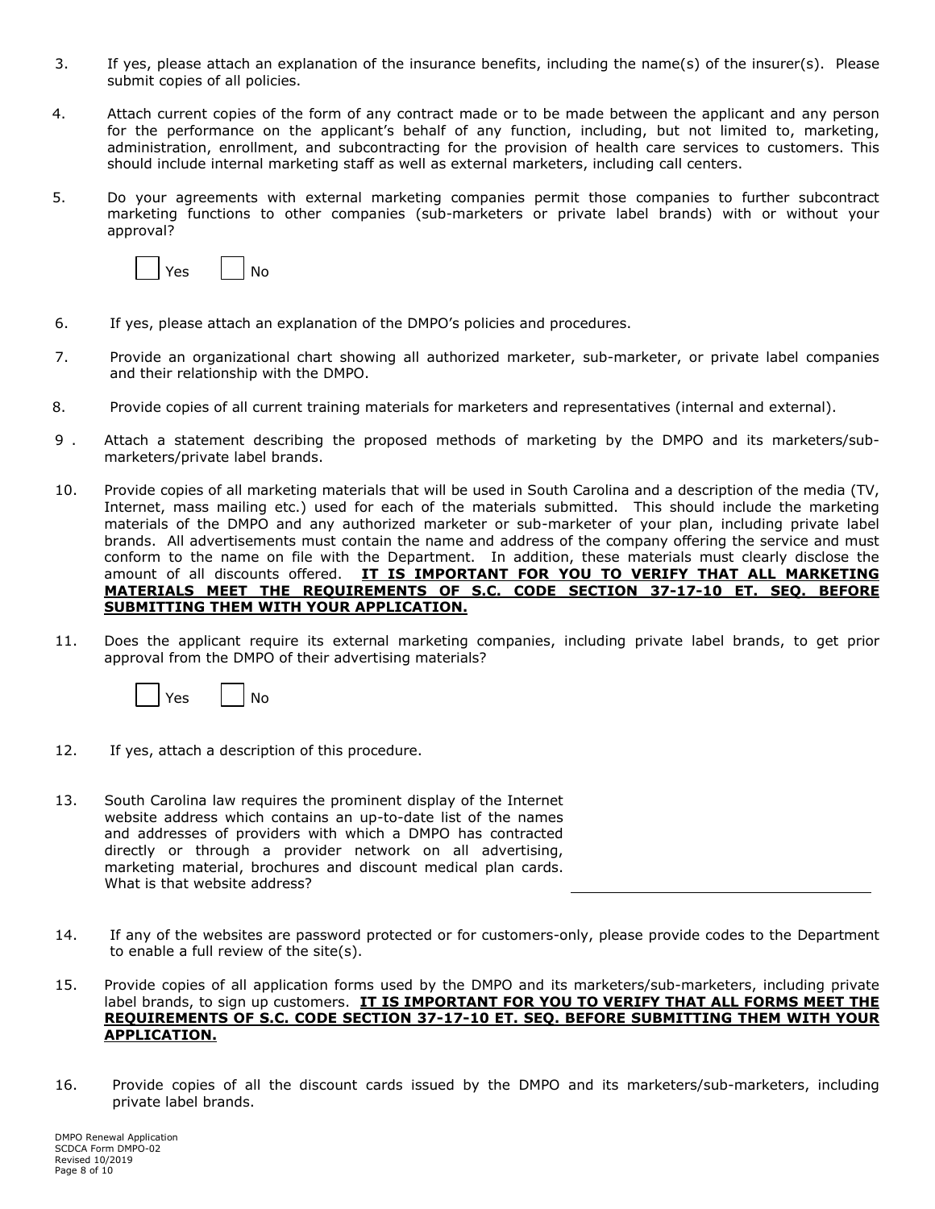3. If yes, please attach an explanation of the insurance benefits, including the name(s) of the insurer(s). Please submit copies of all policies.

4. Attach current copies of the form of any contract made or to be made between the applicant and any person for the performance on the applicant's behalf of any function, including, but not limited to, marketing, administration, enrollment, and subcontracting for the provision of health care services to customers. This should include internal marketing staff as well as external marketers, including call centers.

5. Do your agreements with external marketing companies permit those companies to further subcontract marketing functions to other companies (sub-marketers or private label brands) with or without your approval?

   ☐ Yes ☐ No

6. If yes, please attach an explanation of the DMPO's policies and procedures.

7. Provide an organizational chart showing all authorized marketer, sub-marketer, or private label companies and their relationship with the DMPO.

8. Provide copies of all current training materials for marketers and representatives (internal and external).

9. Attach a statement describing the proposed methods of marketing by the DMPO and its marketers/sub-marketers/private label brands.

10. Provide copies of all marketing materials that will be used in South Carolina and a description of the media (TV, Internet, mass mailing etc.) used for each of the materials submitted. This should include the marketing materials of the DMPO and any authorized marketer or sub-marketer of your plan, including private label brands. All advertisements must contain the name and address of the company offering the service and must conform to the name on file with the Department. In addition, these materials must clearly disclose the amount of all discounts offered. **<u>IT IS IMPORTANT FOR YOU TO VERIFY THAT ALL MARKETING MATERIALS MEET THE REQUIREMENTS OF S.C. CODE SECTION 37-17-10 ET. SEQ. BEFORE SUBMITTING THEM WITH YOUR APPLICATION.</u>**

11. Does the applicant require its external marketing companies, including private label brands, to get prior approval from the DMPO of their advertising materials?

    ☐ Yes ☐ No

12. If yes, attach a description of this procedure.

13. South Carolina law requires the prominent display of the Internet website address which contains an up-to-date list of the names and addresses of providers with which a DMPO has contracted directly or through a provider network on all advertising, marketing material, brochures and discount medical plan cards. What is that website address? \_\_\_\_\_\_\_\_\_\_\_\_\_\_\_\_\_\_\_\_\_\_\_\_\_\_\_\_\_\_

14. If any of the websites are password protected or for customers-only, please provide codes to the Department to enable a full review of the site(s).

15. Provide copies of all application forms used by the DMPO and its marketers/sub-marketers, including private label brands, to sign up customers. **<u>IT IS IMPORTANT FOR YOU TO VERIFY THAT ALL FORMS MEET THE REQUIREMENTS OF S.C. CODE SECTION 37-17-10 ET. SEQ. BEFORE SUBMITTING THEM WITH YOUR APPLICATION.</u>**

16. Provide copies of all the discount cards issued by the DMPO and its marketers/sub-marketers, including private label brands.

DMPO Renewal Application
SCDCA Form DMPO-02
Revised 10/2019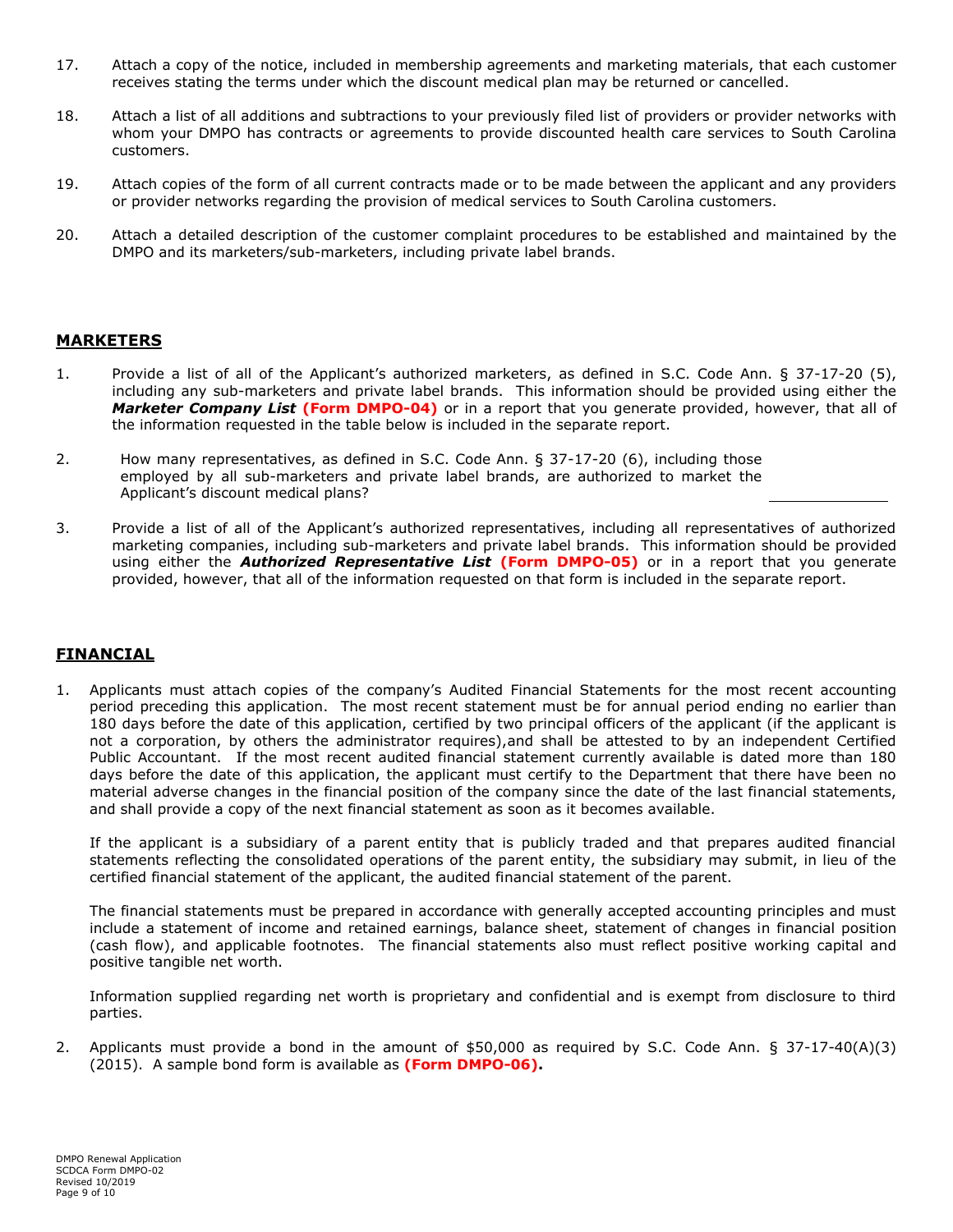17. Attach a copy of the notice, included in membership agreements and marketing materials, that each customer receives stating the terms under which the discount medical plan may be returned or cancelled.

18. Attach a list of all additions and subtractions to your previously filed list of providers or provider networks with whom your DMPO has contracts or agreements to provide discounted health care services to South Carolina customers.

19. Attach copies of the form of all current contracts made or to be made between the applicant and any providers or provider networks regarding the provision of medical services to South Carolina customers.

20. Attach a detailed description of the customer complaint procedures to be established and maintained by the DMPO and its marketers/sub-marketers, including private label brands.

## MARKETERS

1. Provide a list of all of the Applicant's authorized marketers, as defined in S.C. Code Ann. § 37-17-20 (5), including any sub-marketers and private label brands. This information should be provided using either the ***Marketer Company List*** **(Form DMPO-04)** or in a report that you generate provided, however, that all of the information requested in the table below is included in the separate report.

2. How many representatives, as defined in S.C. Code Ann. § 37-17-20 (6), including those employed by all sub-marketers and private label brands, are authorized to market the Applicant's discount medical plans? ______________

3. Provide a list of all of the Applicant's authorized representatives, including all representatives of authorized marketing companies, including sub-marketers and private label brands. This information should be provided using either the ***Authorized Representative List*** **(Form DMPO-05)** or in a report that you generate provided, however, that all of the information requested on that form is included in the separate report.

## FINANCIAL

1. Applicants must attach copies of the company's Audited Financial Statements for the most recent accounting period preceding this application. The most recent statement must be for annual period ending no earlier than 180 days before the date of this application, certified by two principal officers of the applicant (if the applicant is not a corporation, by others the administrator requires),and shall be attested to by an independent Certified Public Accountant. If the most recent audited financial statement currently available is dated more than 180 days before the date of this application, the applicant must certify to the Department that there have been no material adverse changes in the financial position of the company since the date of the last financial statements, and shall provide a copy of the next financial statement as soon as it becomes available.

   If the applicant is a subsidiary of a parent entity that is publicly traded and that prepares audited financial statements reflecting the consolidated operations of the parent entity, the subsidiary may submit, in lieu of the certified financial statement of the applicant, the audited financial statement of the parent.

   The financial statements must be prepared in accordance with generally accepted accounting principles and must include a statement of income and retained earnings, balance sheet, statement of changes in financial position (cash flow), and applicable footnotes. The financial statements also must reflect positive working capital and positive tangible net worth.

   Information supplied regarding net worth is proprietary and confidential and is exempt from disclosure to third parties.

2. Applicants must provide a bond in the amount of $50,000 as required by S.C. Code Ann. § 37-17-40(A)(3) (2015). A sample bond form is available as **(Form DMPO-06).**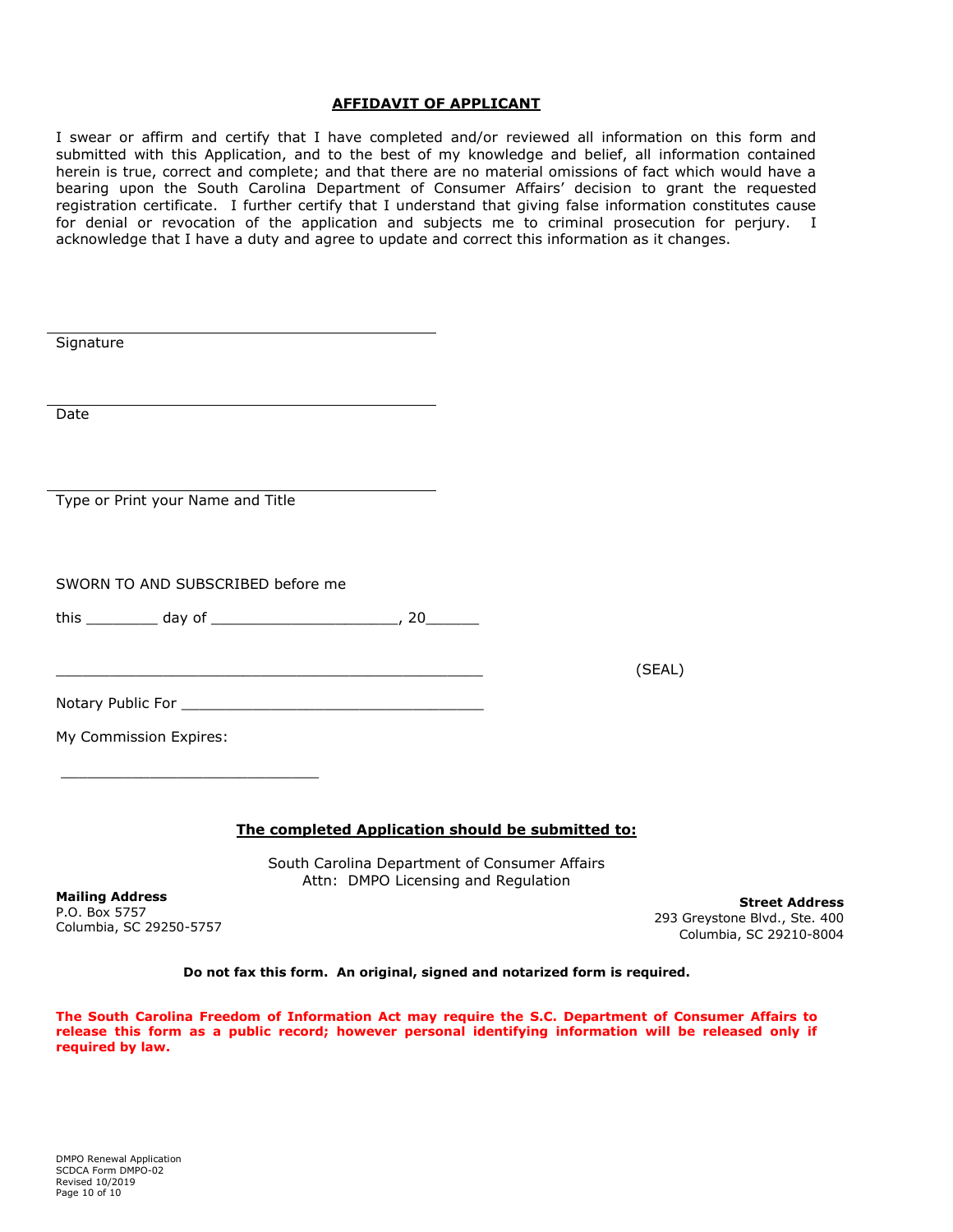## AFFIDAVIT OF APPLICANT

I swear or affirm and certify that I have completed and/or reviewed all information on this form and submitted with this Application, and to the best of my knowledge and belief, all information contained herein is true, correct and complete; and that there are no material omissions of fact which would have a bearing upon the South Carolina Department of Consumer Affairs' decision to grant the requested registration certificate. I further certify that I understand that giving false information constitutes cause for denial or revocation of the application and subjects me to criminal prosecution for perjury. I acknowledge that I have a duty and agree to update and correct this information as it changes.

______________________________________________
Signature

______________________________________________
Date

______________________________________________
Type or Print your Name and Title

SWORN TO AND SUBSCRIBED before me

this ________ day of ____________________, 20______

______________________________________________ (SEAL)

Notary Public For ________________________________

My Commission Expires:

____________________________

**The completed Application should be submitted to:**

South Carolina Department of Consumer Affairs
Attn: DMPO Licensing and Regulation

**Mailing Address**
P.O. Box 5757
Columbia, SC 29250-5757

**Street Address**
293 Greystone Blvd., Ste. 400
Columbia, SC 29210-8004

**Do not fax this form. An original, signed and notarized form is required.**

**The South Carolina Freedom of Information Act may require the S.C. Department of Consumer Affairs to release this form as a public record; however personal identifying information will be released only if required by law.**

DMPO Renewal Application
SCDCA Form DMPO-02
Revised 10/2019